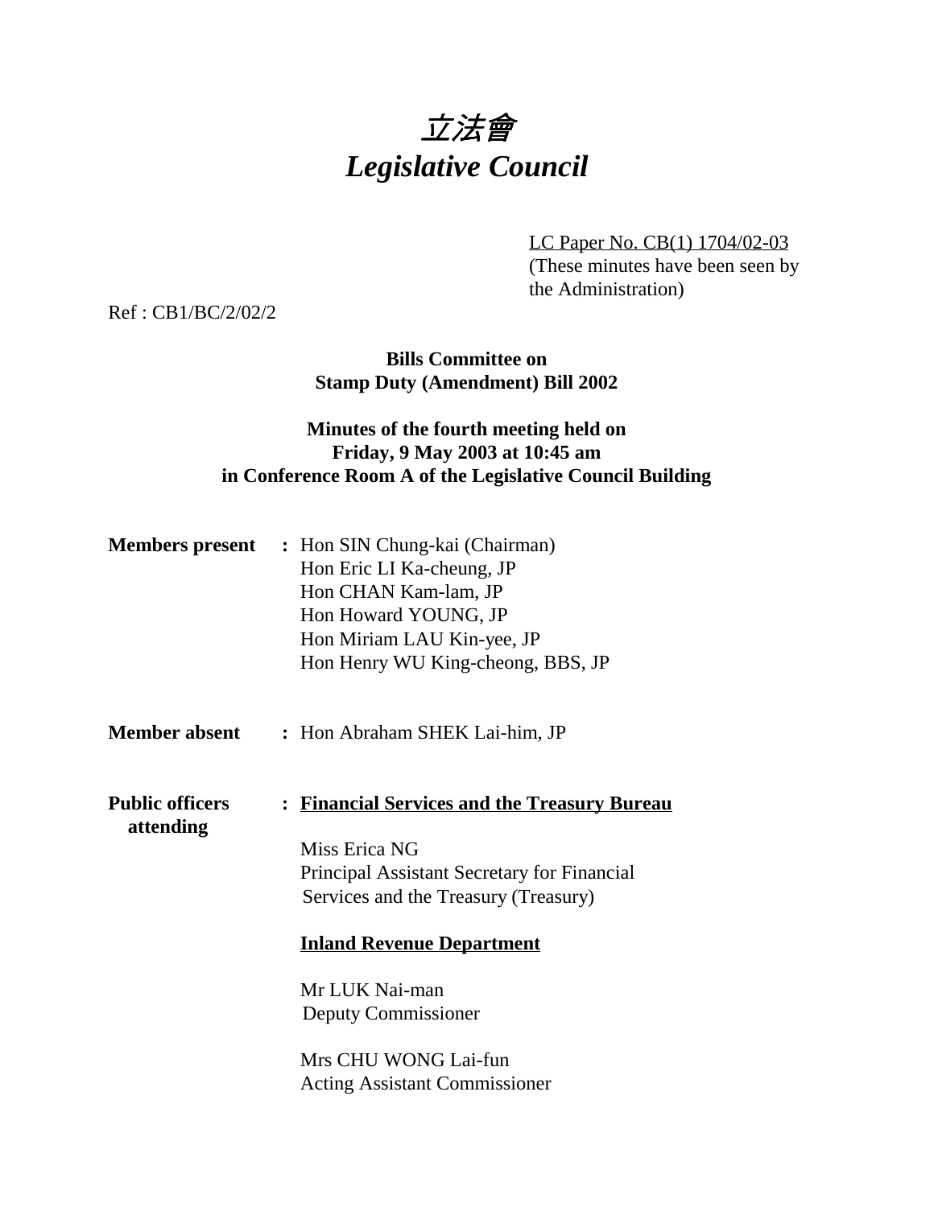# *立法會*
# *Legislative Council*

LC Paper No. CB(1) 1704/02-03
(These minutes have been seen by the Administration)

Ref : CB1/BC/2/02/2

**Bills Committee on**
**Stamp Duty (Amendment) Bill 2002**

**Minutes of the fourth meeting held on**
**Friday, 9 May 2003 at 10:45 am**
**in Conference Room A of the Legislative Council Building**

**Members present** : Hon SIN Chung-kai (Chairman)
Hon Eric LI Ka-cheung, JP
Hon CHAN Kam-lam, JP
Hon Howard YOUNG, JP
Hon Miriam LAU Kin-yee, JP
Hon Henry WU King-cheong, BBS, JP

**Member absent** : Hon Abraham SHEK Lai-him, JP

**Public officers attending** : **Financial Services and the Treasury Bureau**

Miss Erica NG
Principal Assistant Secretary for Financial Services and the Treasury (Treasury)

**Inland Revenue Department**

Mr LUK Nai-man
Deputy Commissioner

Mrs CHU WONG Lai-fun
Acting Assistant Commissioner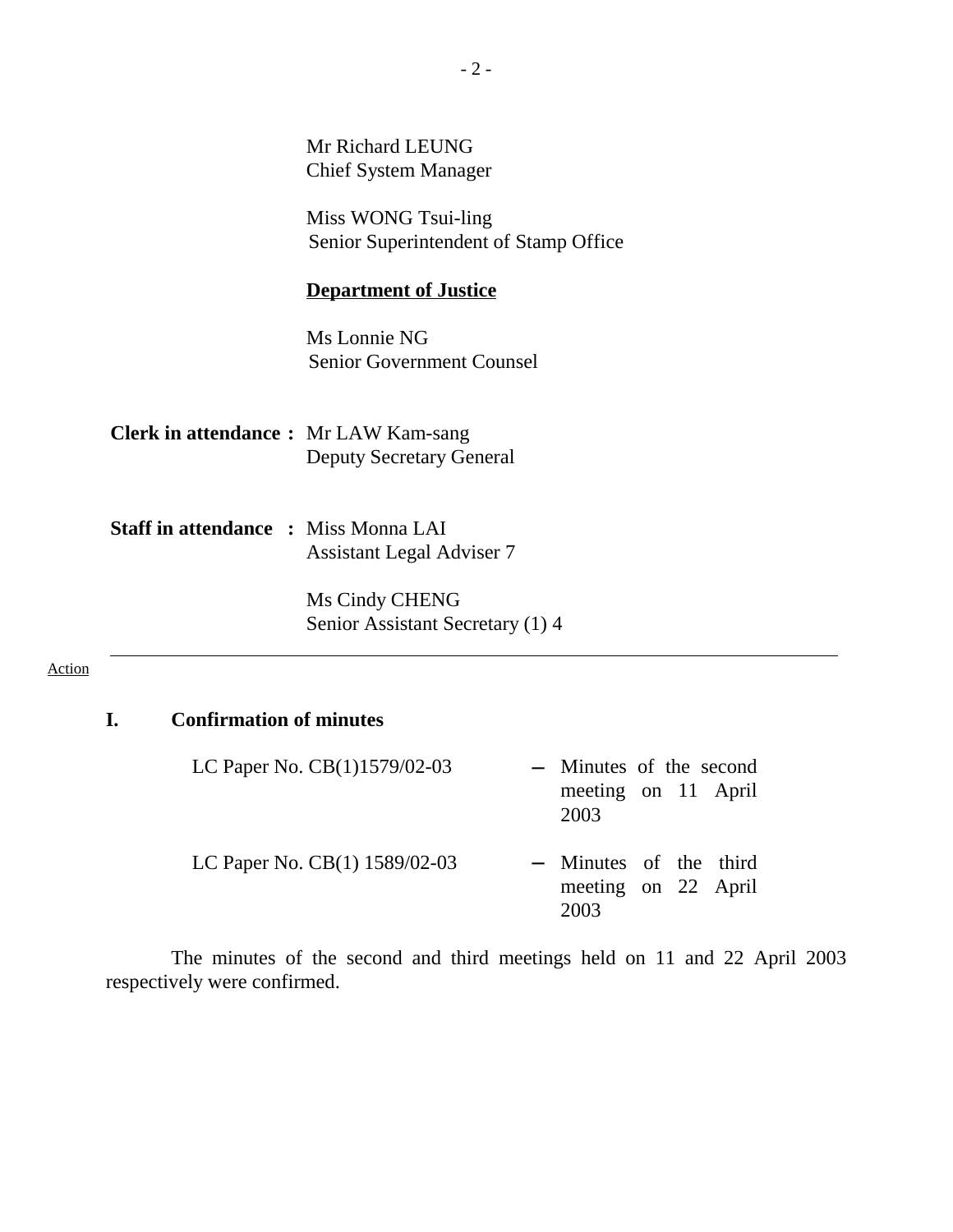Mr Richard LEUNG
Chief System Manager

Miss WONG Tsui-ling
Senior Superintendent of Stamp Office

**Department of Justice**

Ms Lonnie NG
Senior Government Counsel

**Clerk in attendance :** Mr LAW Kam-sang
Deputy Secretary General

**Staff in attendance :** Miss Monna LAI
Assistant Legal Adviser 7

Ms Cindy CHENG
Senior Assistant Secretary (1) 4

---

Action

## I. Confirmation of minutes

| | | |
|---|---|---|
| LC Paper No. CB(1)1579/02-03 | – | Minutes of the second meeting on 11 April 2003 |
| LC Paper No. CB(1) 1589/02-03 | – | Minutes of the third meeting on 22 April 2003 |

The minutes of the second and third meetings held on 11 and 22 April 2003 respectively were confirmed.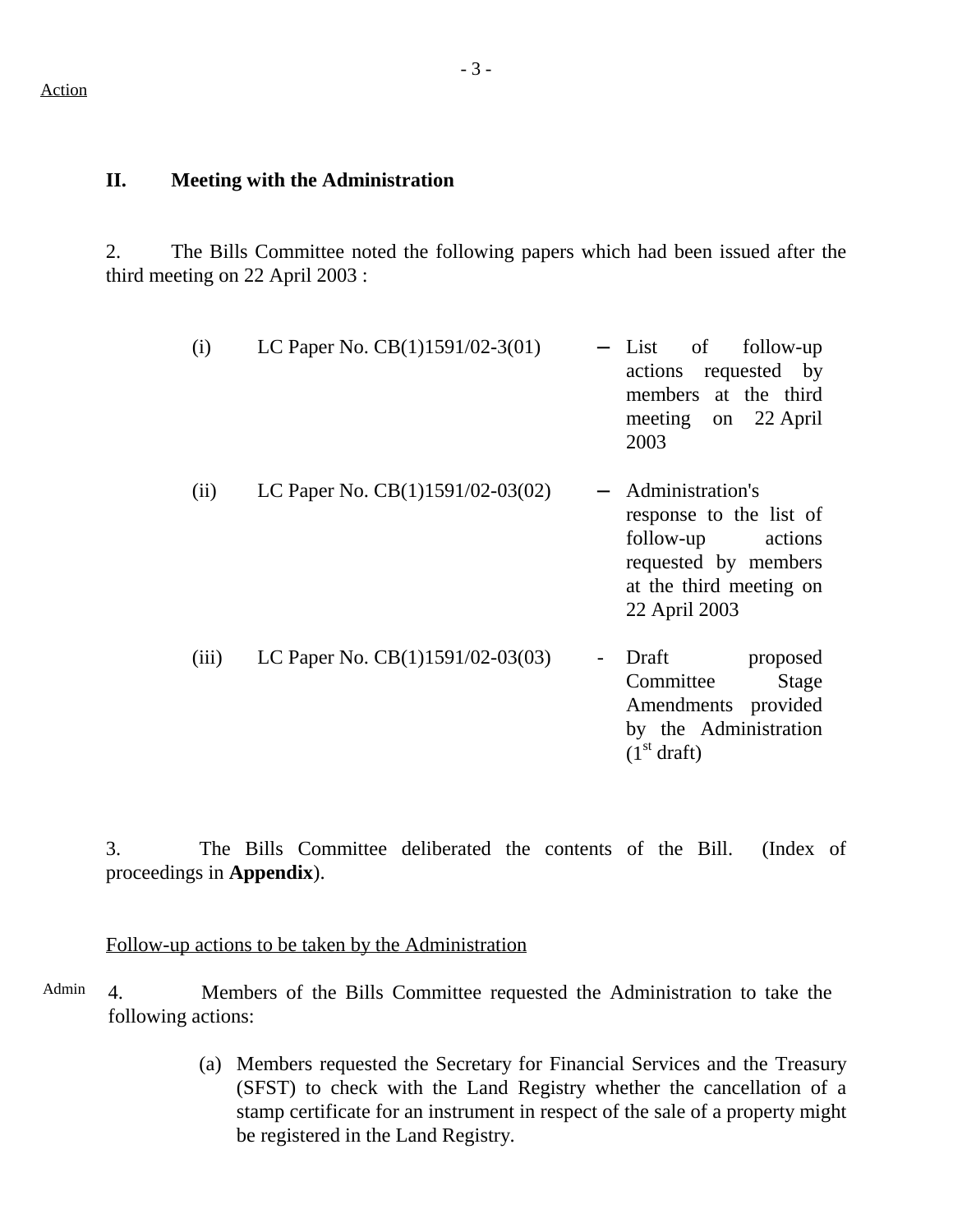Action

## II. Meeting with the Administration

2. The Bills Committee noted the following papers which had been issued after the third meeting on 22 April 2003 :

| | | | |
|---|---|---|---|
| (i) | LC Paper No. CB(1)1591/02-3(01) | – | List of follow-up actions requested by members at the third meeting on 22 April 2003 |
| (ii) | LC Paper No. CB(1)1591/02-03(02) | – | Administration's response to the list of follow-up actions requested by members at the third meeting on 22 April 2003 |
| (iii) | LC Paper No. CB(1)1591/02-03(03) | - | Draft proposed Committee Stage Amendments provided by the Administration (1st draft) |

3. The Bills Committee deliberated the contents of the Bill. (Index of proceedings in **Appendix**).

Follow-up actions to be taken by the Administration

Admin

4. Members of the Bills Committee requested the Administration to take the following actions:

(a) Members requested the Secretary for Financial Services and the Treasury (SFST) to check with the Land Registry whether the cancellation of a stamp certificate for an instrument in respect of the sale of a property might be registered in the Land Registry.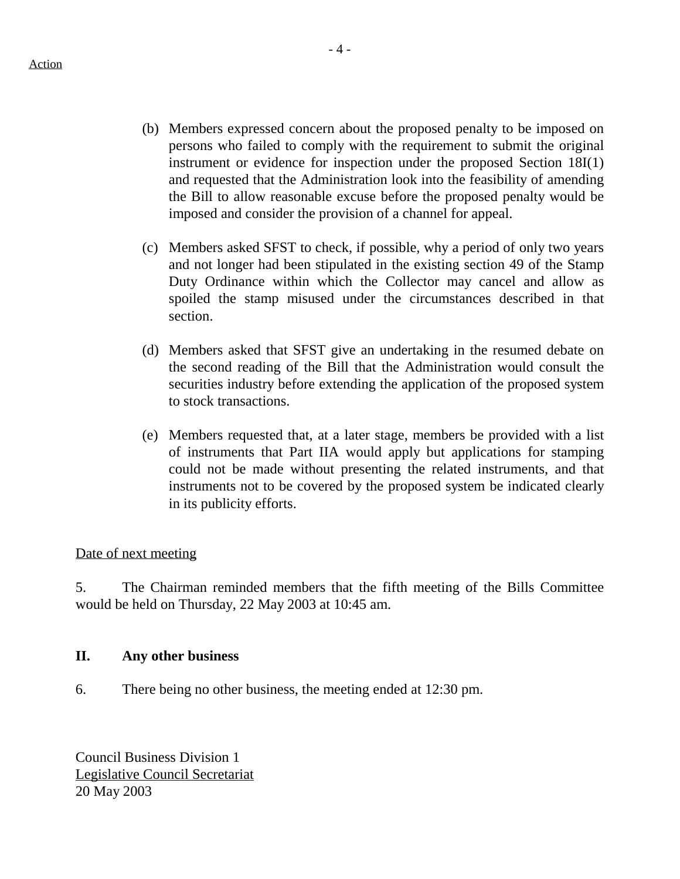Action

(b) Members expressed concern about the proposed penalty to be imposed on persons who failed to comply with the requirement to submit the original instrument or evidence for inspection under the proposed Section 18I(1) and requested that the Administration look into the feasibility of amending the Bill to allow reasonable excuse before the proposed penalty would be imposed and consider the provision of a channel for appeal.

(c) Members asked SFST to check, if possible, why a period of only two years and not longer had been stipulated in the existing section 49 of the Stamp Duty Ordinance within which the Collector may cancel and allow as spoiled the stamp misused under the circumstances described in that section.

(d) Members asked that SFST give an undertaking in the resumed debate on the second reading of the Bill that the Administration would consult the securities industry before extending the application of the proposed system to stock transactions.

(e) Members requested that, at a later stage, members be provided with a list of instruments that Part IIA would apply but applications for stamping could not be made without presenting the related instruments, and that instruments not to be covered by the proposed system be indicated clearly in its publicity efforts.

Date of next meeting

5. The Chairman reminded members that the fifth meeting of the Bills Committee would be held on Thursday, 22 May 2003 at 10:45 am.

## II. Any other business

6. There being no other business, the meeting ended at 12:30 pm.

Council Business Division 1
Legislative Council Secretariat
20 May 2003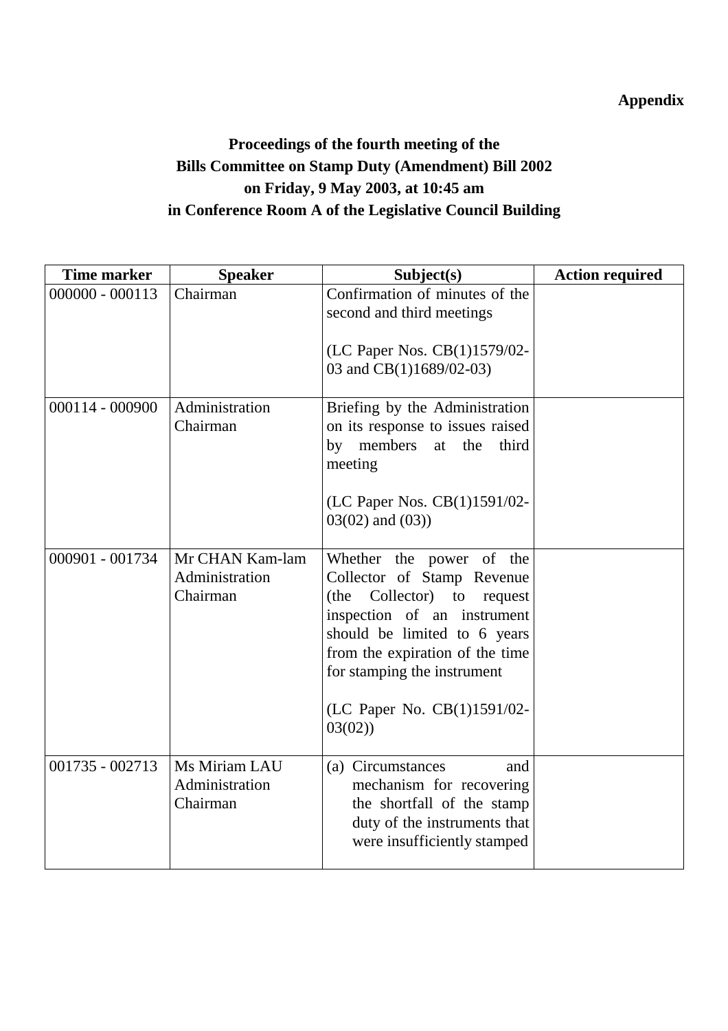**Appendix**

**Proceedings of the fourth meeting of the Bills Committee on Stamp Duty (Amendment) Bill 2002 on Friday, 9 May 2003, at 10:45 am in Conference Room A of the Legislative Council Building**

| Time marker | Speaker | Subject(s) | Action required |
|---|---|---|---|
| 000000 - 000113 | Chairman | Confirmation of minutes of the second and third meetings<br><br>(LC Paper Nos. CB(1)1579/02-03 and CB(1)1689/02-03) | |
| 000114 - 000900 | Administration<br>Chairman | Briefing by the Administration on its response to issues raised by members at the third meeting<br><br>(LC Paper Nos. CB(1)1591/02-03(02) and (03)) | |
| 000901 - 001734 | Mr CHAN Kam-lam<br>Administration<br>Chairman | Whether the power of the Collector of Stamp Revenue (the Collector) to request inspection of an instrument should be limited to 6 years from the expiration of the time for stamping the instrument<br><br>(LC Paper No. CB(1)1591/02-03(02)) | |
| 001735 - 002713 | Ms Miriam LAU<br>Administration<br>Chairman | (a) Circumstances and mechanism for recovering the shortfall of the stamp duty of the instruments that were insufficiently stamped | |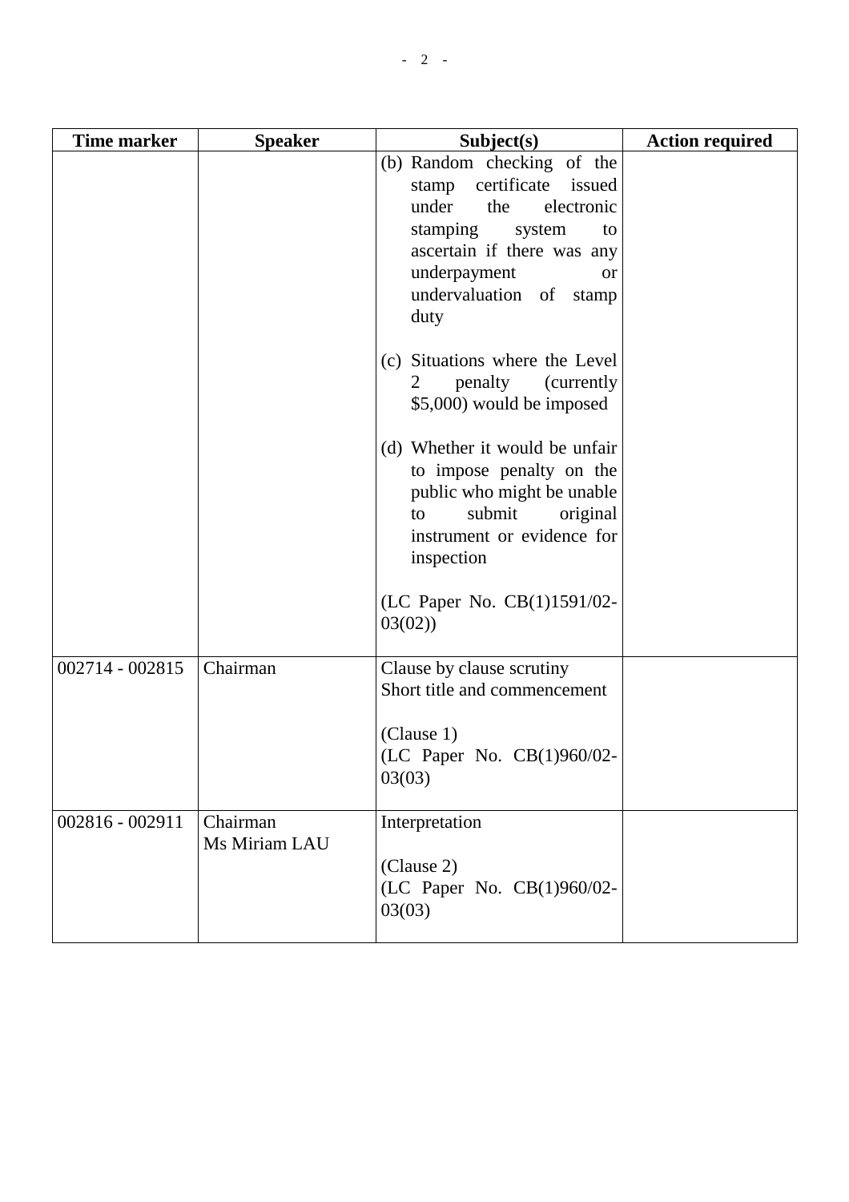| Time marker | Speaker | Subject(s) | Action required |
|---|---|---|---|
| | | (b) Random checking of the stamp certificate issued under the electronic stamping system to ascertain if there was any underpayment or undervaluation of stamp duty<br><br>(c) Situations where the Level 2 penalty (currently $5,000) would be imposed<br><br>(d) Whether it would be unfair to impose penalty on the public who might be unable to submit original instrument or evidence for inspection<br><br>(LC Paper No. CB(1)1591/02-03(02)) | |
| 002714 - 002815 | Chairman | Clause by clause scrutiny<br>Short title and commencement<br><br>(Clause 1)<br>(LC Paper No. CB(1)960/02-03(03) | |
| 002816 - 002911 | Chairman<br>Ms Miriam LAU | Interpretation<br><br>(Clause 2)<br>(LC Paper No. CB(1)960/02-03(03) | |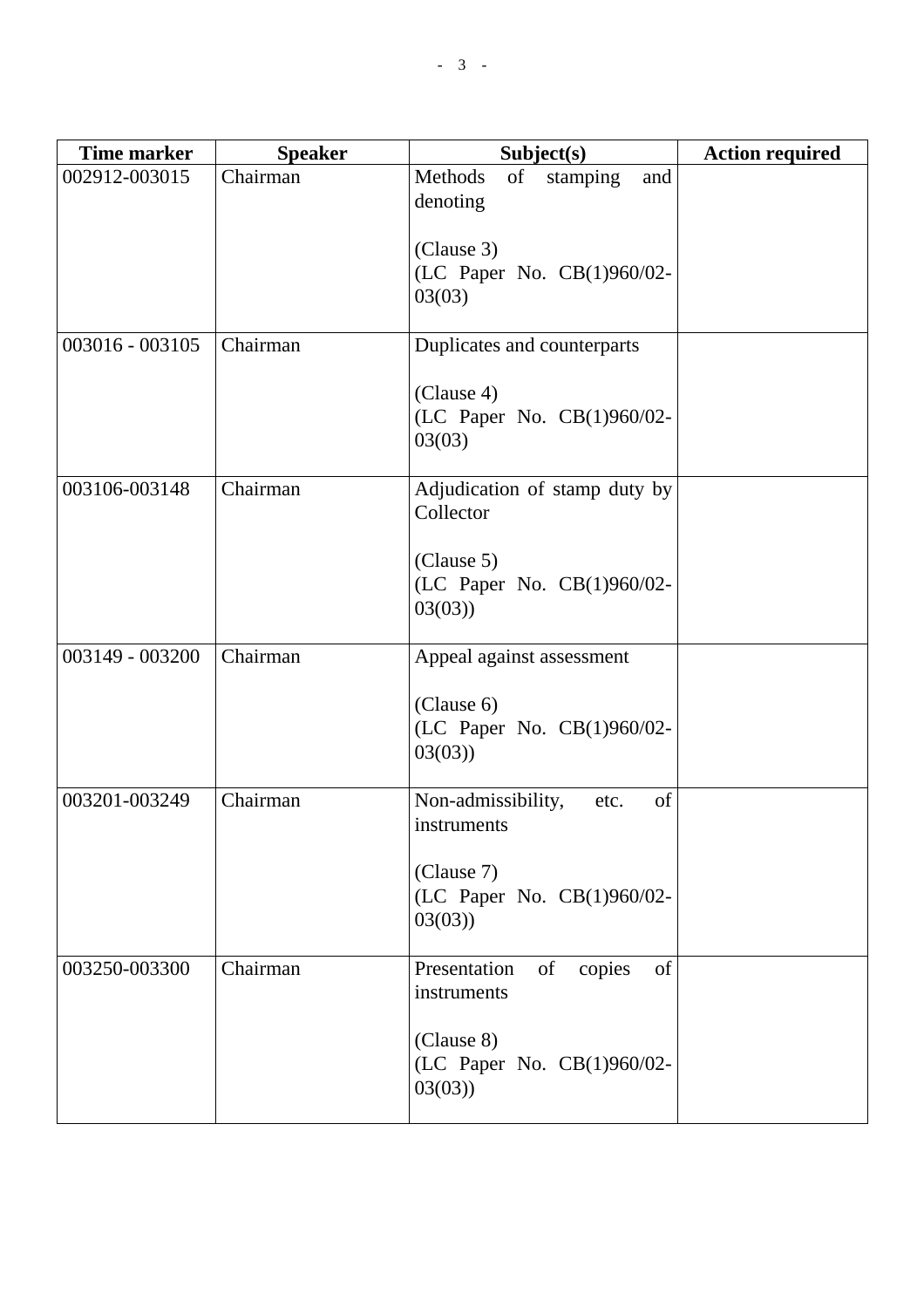| Time marker | Speaker | Subject(s) | Action required |
|---|---|---|---|
| 002912-003015 | Chairman | Methods of stamping and denoting<br><br>(Clause 3)<br>(LC Paper No. CB(1)960/02-03(03) | |
| 003016 - 003105 | Chairman | Duplicates and counterparts<br><br>(Clause 4)<br>(LC Paper No. CB(1)960/02-03(03) | |
| 003106-003148 | Chairman | Adjudication of stamp duty by Collector<br><br>(Clause 5)<br>(LC Paper No. CB(1)960/02-03(03)) | |
| 003149 - 003200 | Chairman | Appeal against assessment<br><br>(Clause 6)<br>(LC Paper No. CB(1)960/02-03(03)) | |
| 003201-003249 | Chairman | Non-admissibility, etc. of instruments<br><br>(Clause 7)<br>(LC Paper No. CB(1)960/02-03(03)) | |
| 003250-003300 | Chairman | Presentation of copies of instruments<br><br>(Clause 8)<br>(LC Paper No. CB(1)960/02-03(03)) | |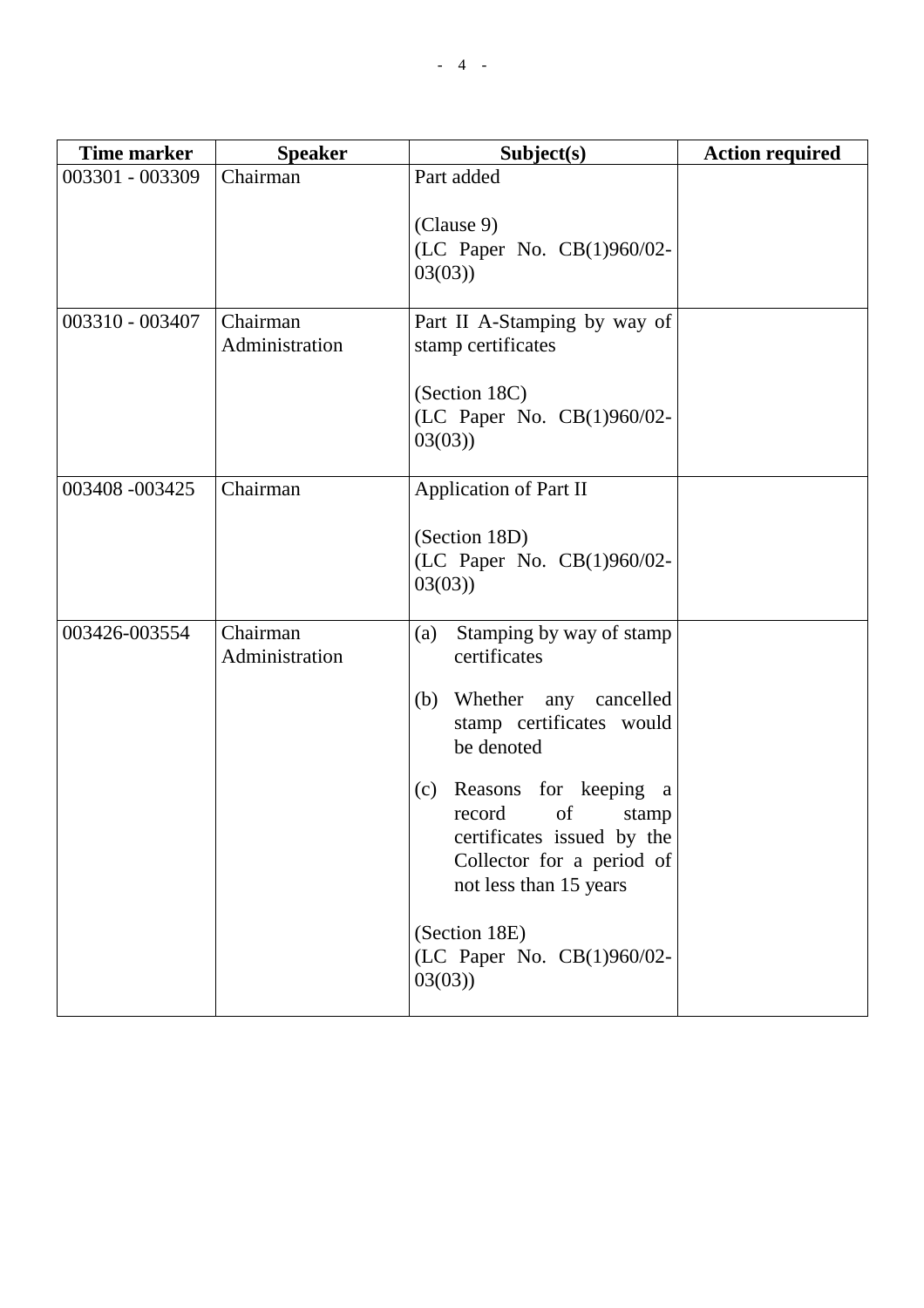| Time marker | Speaker | Subject(s) | Action required |
|---|---|---|---|
| 003301 - 003309 | Chairman | Part added<br><br>(Clause 9)<br>(LC Paper No. CB(1)960/02-03(03)) | |
| 003310 - 003407 | Chairman<br>Administration | Part II A-Stamping by way of stamp certificates<br><br>(Section 18C)<br>(LC Paper No. CB(1)960/02-03(03)) | |
| 003408 -003425 | Chairman | Application of Part II<br><br>(Section 18D)<br>(LC Paper No. CB(1)960/02-03(03)) | |
| 003426-003554 | Chairman<br>Administration | (a) Stamping by way of stamp certificates<br><br>(b) Whether any cancelled stamp certificates would be denoted<br><br>(c) Reasons for keeping a record of stamp certificates issued by the Collector for a period of not less than 15 years<br><br>(Section 18E)<br>(LC Paper No. CB(1)960/02-03(03)) | |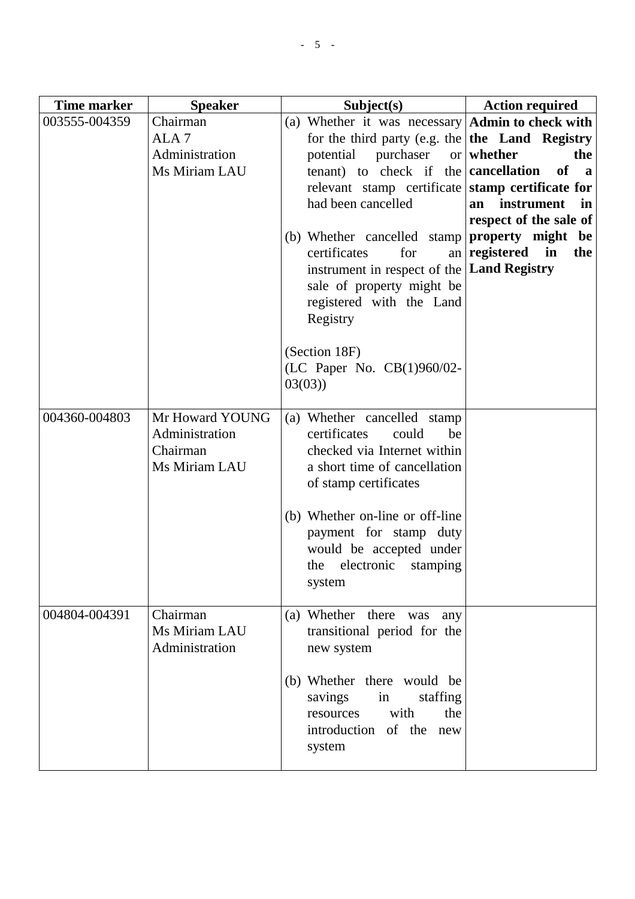| Time marker | Speaker | Subject(s) | Action required |
|---|---|---|---|
| 003555-004359 | Chairman<br>ALA 7<br>Administration<br>Ms Miriam LAU | (a) Whether it was necessary for the third party (e.g. the potential purchaser or tenant) to check if the relevant stamp certificate had been cancelled<br><br>(b) Whether cancelled stamp certificates for an instrument in respect of the sale of property might be registered with the Land Registry<br><br>(Section 18F)<br>(LC Paper No. CB(1)960/02-03(03)) | **Admin to check with the Land Registry whether the cancellation of a stamp certificate for an instrument in respect of the sale of property might be registered in the Land Registry** |
| 004360-004803 | Mr Howard YOUNG<br>Administration<br>Chairman<br>Ms Miriam LAU | (a) Whether cancelled stamp certificates could be checked via Internet within a short time of cancellation of stamp certificates<br><br>(b) Whether on-line or off-line payment for stamp duty would be accepted under the electronic stamping system | |
| 004804-004391 | Chairman<br>Ms Miriam LAU<br>Administration | (a) Whether there was any transitional period for the new system<br><br>(b) Whether there would be savings in staffing resources with the introduction of the new system | |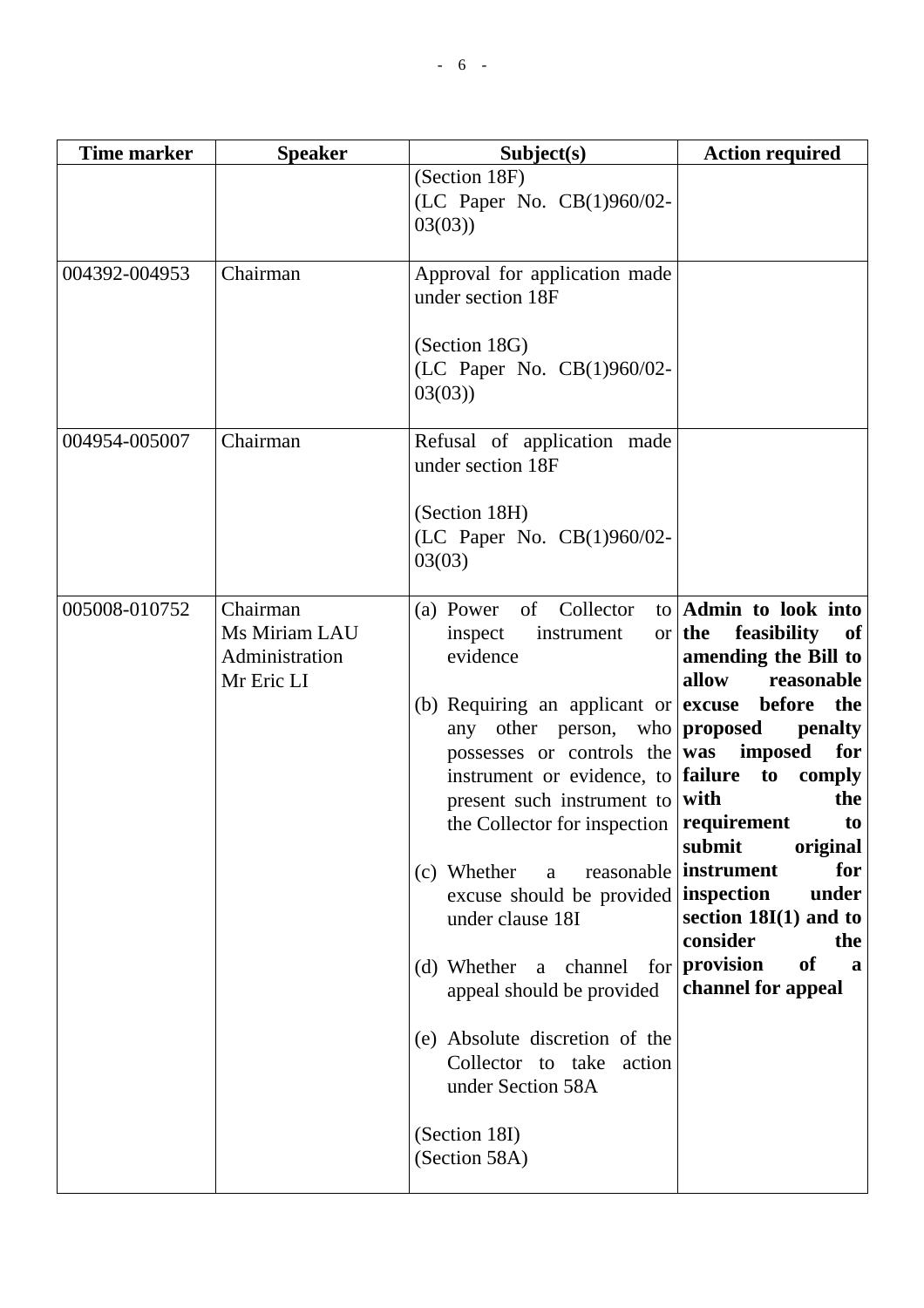| Time marker | Speaker | Subject(s) | Action required |
|---|---|---|---|
| | | (Section 18F)<br>(LC Paper No. CB(1)960/02-03(03)) | |
| 004392-004953 | Chairman | Approval for application made under section 18F<br><br>(Section 18G)<br>(LC Paper No. CB(1)960/02-03(03)) | |
| 004954-005007 | Chairman | Refusal of application made under section 18F<br><br>(Section 18H)<br>(LC Paper No. CB(1)960/02-03(03) | |
| 005008-010752 | Chairman<br>Ms Miriam LAU<br>Administration<br>Mr Eric LI | (a) Power of Collector to inspect instrument or evidence<br><br>(b) Requiring an applicant or any other person, who possesses or controls the instrument or evidence, to present such instrument to the Collector for inspection<br><br>(c) Whether a reasonable excuse should be provided under clause 18I<br><br>(d) Whether a channel for appeal should be provided<br><br>(e) Absolute discretion of the Collector to take action under Section 58A<br><br>(Section 18I)<br>(Section 58A) | **Admin to look into the feasibility of amending the Bill to allow reasonable excuse before the proposed penalty was imposed for failure to comply with the requirement to submit original instrument for inspection under section 18I(1) and to consider the provision of a channel for appeal** |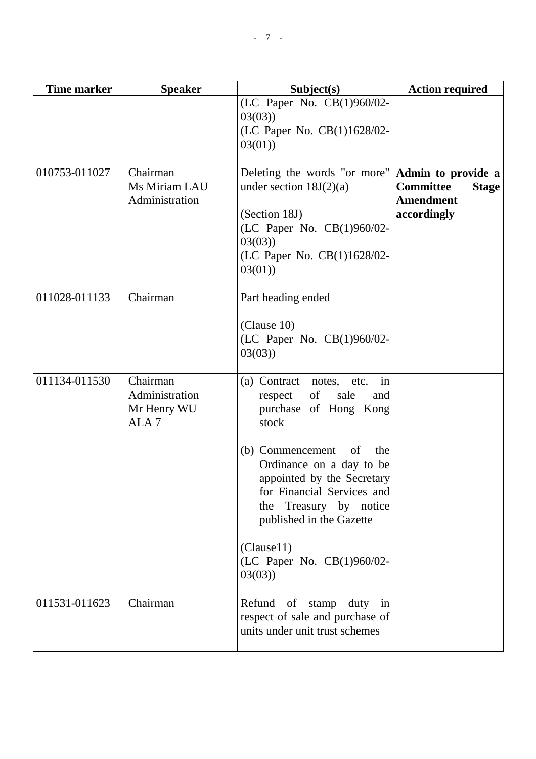| Time marker | Speaker | Subject(s) | Action required |
|---|---|---|---|
| | | (LC Paper No. CB(1)960/02-03(03))<br>(LC Paper No. CB(1)1628/02-03(01)) | |
| 010753-011027 | Chairman<br>Ms Miriam LAU<br>Administration | Deleting the words "or more" under section 18J(2)(a)<br><br>(Section 18J)<br>(LC Paper No. CB(1)960/02-03(03))<br>(LC Paper No. CB(1)1628/02-03(01)) | **Admin to provide a Committee Stage Amendment accordingly** |
| 011028-011133 | Chairman | Part heading ended<br><br>(Clause 10)<br>(LC Paper No. CB(1)960/02-03(03)) | |
| 011134-011530 | Chairman<br>Administration<br>Mr Henry WU<br>ALA 7 | (a) Contract notes, etc. in respect of sale and purchase of Hong Kong stock<br><br>(b) Commencement of the Ordinance on a day to be appointed by the Secretary for Financial Services and the Treasury by notice published in the Gazette<br><br>(Clause11)<br>(LC Paper No. CB(1)960/02-03(03)) | |
| 011531-011623 | Chairman | Refund of stamp duty in respect of sale and purchase of units under unit trust schemes | |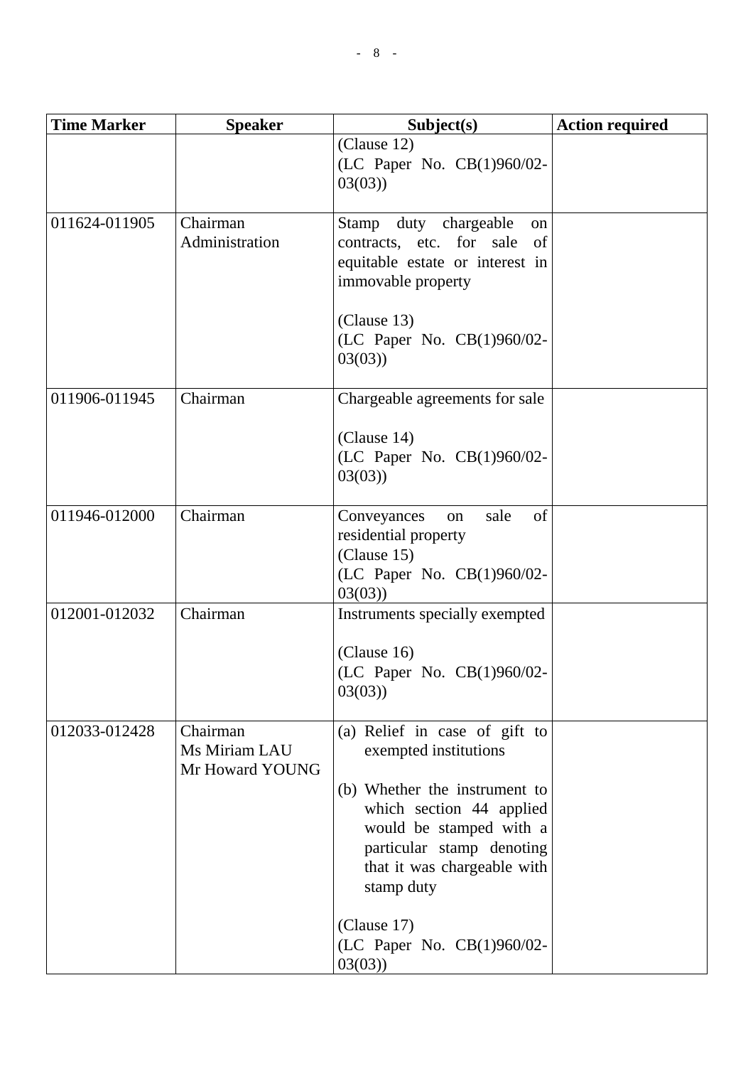| Time Marker | Speaker | Subject(s) | Action required |
|---|---|---|---|
| | | (Clause 12)<br>(LC Paper No. CB(1)960/02-03(03)) | |
| 011624-011905 | Chairman<br>Administration | Stamp duty chargeable on contracts, etc. for sale of equitable estate or interest in immovable property<br><br>(Clause 13)<br>(LC Paper No. CB(1)960/02-03(03)) | |
| 011906-011945 | Chairman | Chargeable agreements for sale<br><br>(Clause 14)<br>(LC Paper No. CB(1)960/02-03(03)) | |
| 011946-012000 | Chairman | Conveyances on sale of residential property<br>(Clause 15)<br>(LC Paper No. CB(1)960/02-03(03)) | |
| 012001-012032 | Chairman | Instruments specially exempted<br><br>(Clause 16)<br>(LC Paper No. CB(1)960/02-03(03)) | |
| 012033-012428 | Chairman<br>Ms Miriam LAU<br>Mr Howard YOUNG | (a) Relief in case of gift to exempted institutions<br><br>(b) Whether the instrument to which section 44 applied would be stamped with a particular stamp denoting that it was chargeable with stamp duty<br><br>(Clause 17)<br>(LC Paper No. CB(1)960/02-03(03)) | |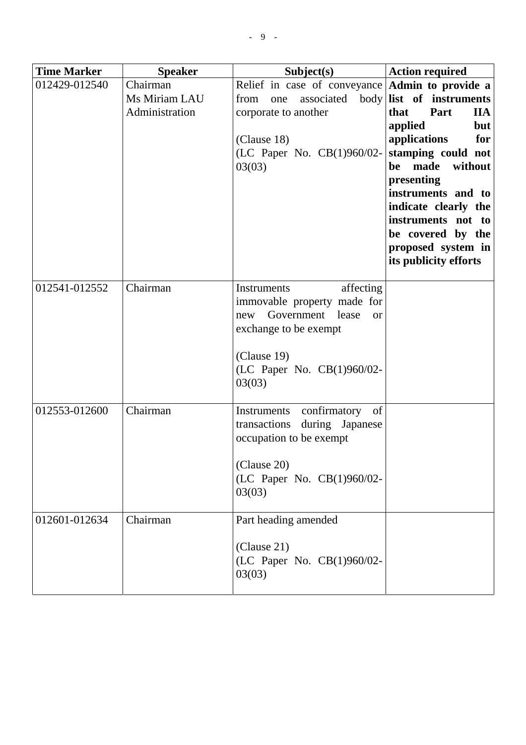| Time Marker | Speaker | Subject(s) | Action required |
|---|---|---|---|
| 012429-012540 | Chairman<br>Ms Miriam LAU<br>Administration | Relief in case of conveyance from one associated body corporate to another<br><br>(Clause 18)<br>(LC Paper No. CB(1)960/02-03(03) | **Admin to provide a list of instruments that Part IIA applied but applications for stamping could not be made without presenting instruments and to indicate clearly the instruments not to be covered by the proposed system in its publicity efforts** |
| 012541-012552 | Chairman | Instruments affecting immovable property made for new Government lease or exchange to be exempt<br><br>(Clause 19)<br>(LC Paper No. CB(1)960/02-03(03) | |
| 012553-012600 | Chairman | Instruments confirmatory of transactions during Japanese occupation to be exempt<br><br>(Clause 20)<br>(LC Paper No. CB(1)960/02-03(03) | |
| 012601-012634 | Chairman | Part heading amended<br><br>(Clause 21)<br>(LC Paper No. CB(1)960/02-03(03) | |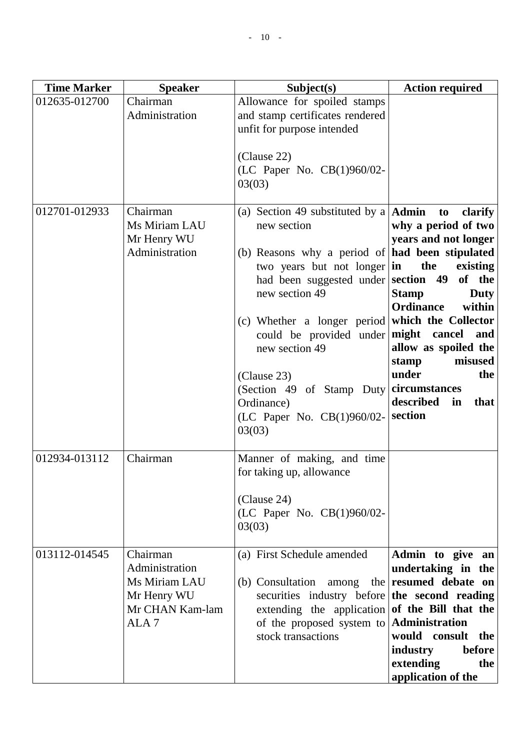| Time Marker | Speaker | Subject(s) | Action required |
|---|---|---|---|
| 012635-012700 | Chairman<br>Administration | Allowance for spoiled stamps and stamp certificates rendered unfit for purpose intended<br><br>(Clause 22)<br>(LC Paper No. CB(1)960/02-03(03) | |
| 012701-012933 | Chairman<br>Ms Miriam LAU<br>Mr Henry WU<br>Administration | (a) Section 49 substituted by a new section<br><br>(b) Reasons why a period of two years but not longer had been suggested under new section 49<br><br>(c) Whether a longer period could be provided under new section 49<br><br>(Clause 23)<br>(Section 49 of Stamp Duty Ordinance)<br>(LC Paper No. CB(1)960/02-03(03) | **Admin to clarify why a period of two years and not longer had been stipulated in the existing section 49 of the Stamp Duty Ordinance within which the Collector might cancel and allow as spoiled the stamp misused under the circumstances described in that section** |
| 012934-013112 | Chairman | Manner of making, and time for taking up, allowance<br><br>(Clause 24)<br>(LC Paper No. CB(1)960/02-03(03) | |
| 013112-014545 | Chairman<br>Administration<br>Ms Miriam LAU<br>Mr Henry WU<br>Mr CHAN Kam-lam<br>ALA 7 | (a) First Schedule amended<br><br>(b) Consultation among the securities industry before extending the application of the proposed system to stock transactions | **Admin to give an undertaking in the resumed debate on the second reading of the Bill that the Administration would consult the industry before extending the application of the** |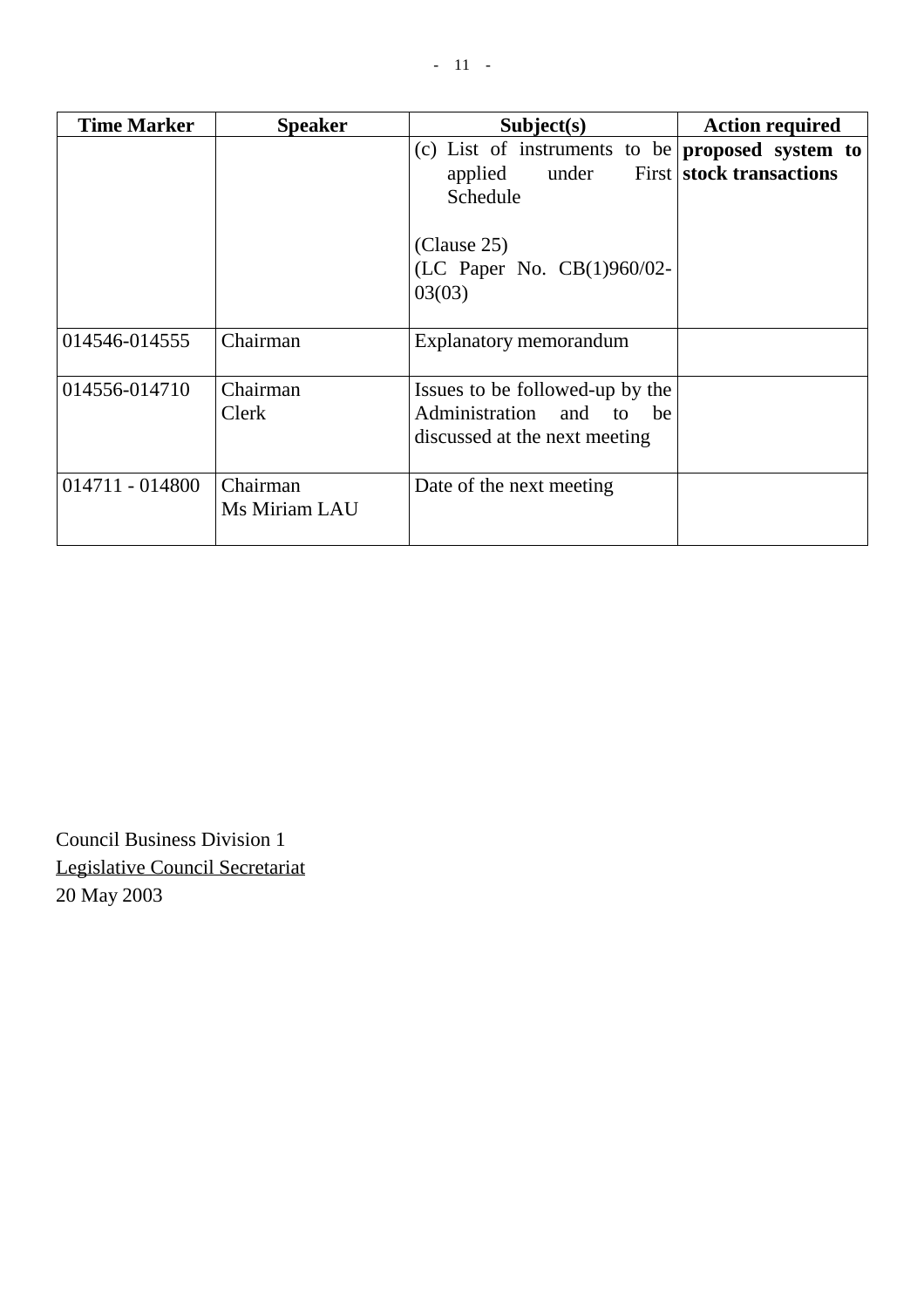| Time Marker | Speaker | Subject(s) | Action required |
|---|---|---|---|
| | | (c) List of instruments to be applied under First Schedule<br><br>(Clause 25)<br>(LC Paper No. CB(1)960/02-03(03) | **proposed system to stock transactions** |
| 014546-014555 | Chairman | Explanatory memorandum | |
| 014556-014710 | Chairman<br>Clerk | Issues to be followed-up by the Administration and to be discussed at the next meeting | |
| 014711 - 014800 | Chairman<br>Ms Miriam LAU | Date of the next meeting | |

Council Business Division 1
Legislative Council Secretariat
20 May 2003